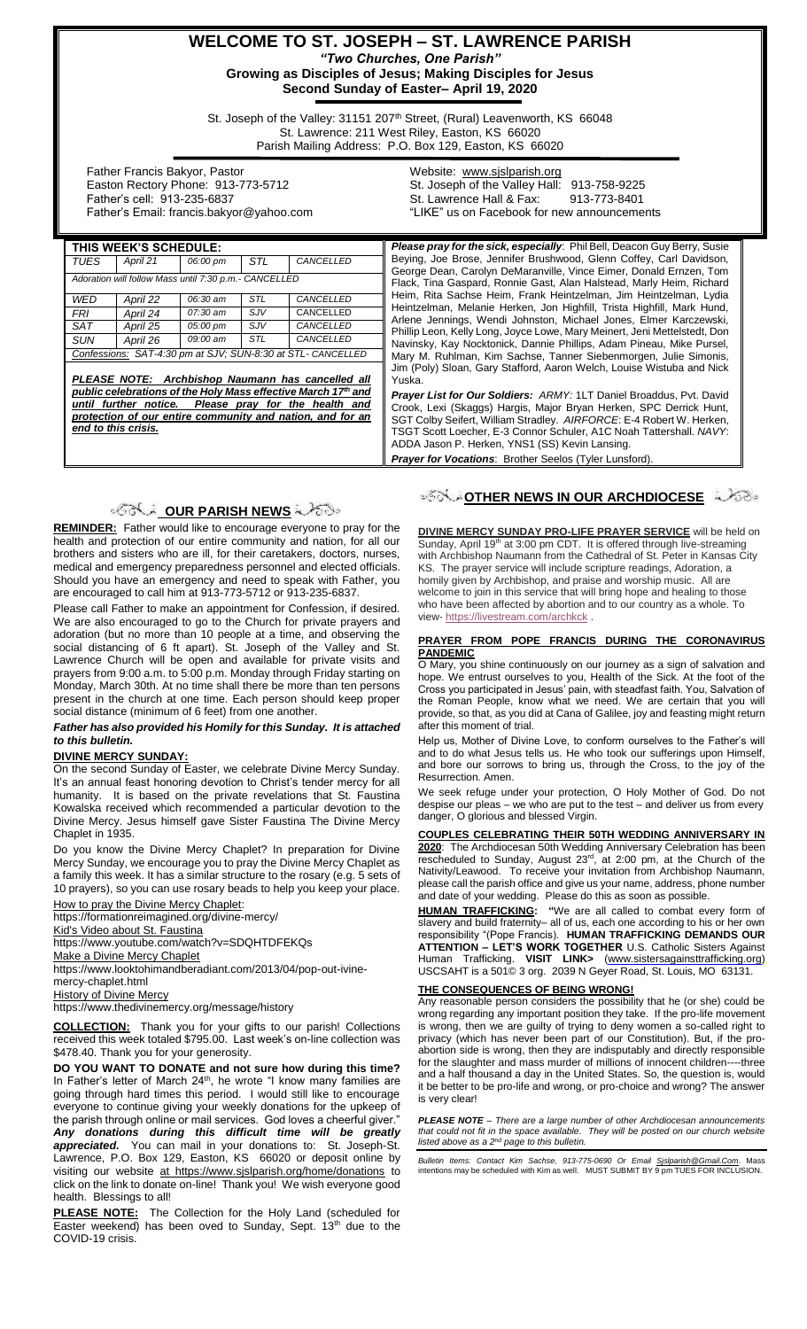# WELCOME TO ST. JOSEPH – ST. LAWRENCE PARISH

***"Two Churches, One Parish"***

**Growing as Disciples of Jesus; Making Disciples for Jesus**

**Second Sunday of Easter– April 19, 2020**

St. Joseph of the Valley: 31151 207th Street, (Rural) Leavenworth, KS 66048
St. Lawrence: 211 West Riley, Easton, KS 66020
Parish Mailing Address: P.O. Box 129, Easton, KS 66020

Father Francis Bakyor, Pastor
Easton Rectory Phone: 913-773-5712
Father's cell: 913-235-6837
Father's Email: francis.bakyor@yahoo.com

Website: www.sjslparish.org
St. Joseph of the Valley Hall: 913-758-9225
St. Lawrence Hall & Fax: 913-773-8401
"LIKE" us on Facebook for new announcements

## THIS WEEK'S SCHEDULE:

| | | | | |
|---|---|---|---|---|
| *TUES* | *April 21* | *06:00 pm* | *STL* | *CANCELLED* |
| *Adoration will follow Mass until 7:30 p.m.- CANCELLED* | | | | |
| *WED* | *April 22* | *06:30 am* | *STL* | *CANCELLED* |
| *FRI* | *April 24* | *07:30 am* | *SJV* | CANCELLED |
| *SAT* | *April 25* | *05:00 pm* | *SJV* | *CANCELLED* |
| *SUN* | *April 26* | *09:00 am* | *STL* | *CANCELLED* |
| *Confessions: SAT-4:30 pm at SJV; SUN-8:30 AT STL- CANCELLED* | | | | |

***PLEASE NOTE: Archbishop Naumann has cancelled all public celebrations of the Holy Mass effective March 17th and until further notice. Please pray for the health and protection of our entire community and nation, and for an end to this crisis.***

***Please pray for the sick, especially***: Phil Bell, Deacon Guy Berry, Susie Beying, Joe Brose, Jennifer Brushwood, Glenn Coffey, Carl Davidson, George Dean, Carolyn DeMaranville, Vince Eimer, Donald Ernzen, Tom Flack, Tina Gaspard, Ronnie Gast, Alan Halstead, Marly Heim, Richard Heim, Rita Sachse Heim, Frank Heintzelman, Jim Heintzelman, Lydia Heintzelman, Melanie Herken, Jon Highfill, Trista Highfill, Mark Hund, Arlene Jennings, Wendi Johnston, Michael Jones, Elmer Karczewski, Phillip Leon, Kelly Long, Joyce Lowe, Mary Meinert, Jeni Mettelstedt, Don Navinsky, Kay Nocktonick, Dannie Phillips, Adam Pineau, Mike Pursel, Mary M. Ruhlman, Kim Sachse, Tanner Siebenmorgen, Julie Simonis, Jim (Poly) Sloan, Gary Stafford, Aaron Welch, Louise Wistuba and Nick Yuska.

***Prayer List for Our Soldiers:*** *ARMY:* 1LT Daniel Broaddus, Pvt. David Crook, Lexi (Skaggs) Hargis, Major Bryan Herken, SPC Derrick Hunt, SGT Colby Seifert, William Stradley. *AIRFORCE*: E-4 Robert W. Herken, TSGT Scott Loecher, E-3 Connor Schuler, A1C Noah Tattershall. *NAVY*: ADDA Jason P. Herken, YNS1 (SS) Kevin Lansing.

***Prayer for Vocations***: Brother Seelos (Tyler Lunsford).

## OUR PARISH NEWS

**REMINDER:** Father would like to encourage everyone to pray for the health and protection of our entire community and nation, for all our brothers and sisters who are ill, for their caretakers, doctors, nurses, medical and emergency preparedness personnel and elected officials. Should you have an emergency and need to speak with Father, you are encouraged to call him at 913-773-5712 or 913-235-6837.

Please call Father to make an appointment for Confession, if desired. We are also encouraged to go to the Church for private prayers and adoration (but no more than 10 people at a time, and observing the social distancing of 6 ft apart). St. Joseph of the Valley and St. Lawrence Church will be open and available for private visits and prayers from 9:00 a.m. to 5:00 p.m. Monday through Friday starting on Monday, March 30th. At no time shall there be more than ten persons present in the church at one time. Each person should keep proper social distance (minimum of 6 feet) from one another.

***Father has also provided his Homily for this Sunday. It is attached to this bulletin.***

**DIVINE MERCY SUNDAY:**

On the second Sunday of Easter, we celebrate Divine Mercy Sunday. It's an annual feast honoring devotion to Christ's tender mercy for all humanity. It is based on the private revelations that St. Faustina Kowalska received which recommended a particular devotion to the Divine Mercy. Jesus himself gave Sister Faustina The Divine Mercy Chaplet in 1935.

Do you know the Divine Mercy Chaplet? In preparation for Divine Mercy Sunday, we encourage you to pray the Divine Mercy Chaplet as a family this week. It has a similar structure to the rosary (e.g. 5 sets of 10 prayers), so you can use rosary beads to help you keep your place.

How to pray the Divine Mercy Chaplet:
https://formationreimagined.org/divine-mercy/
Kid's Video about St. Faustina
https://www.youtube.com/watch?v=SDQHTDFEKQs
Make a Divine Mercy Chaplet
https://www.looktohimandberadiant.com/2013/04/pop-out-ivine-mercy-chaplet.html
History of Divine Mercy
https://www.thedivinemercy.org/message/history

**COLLECTION:** Thank you for your gifts to our parish! Collections received this week totaled $795.00. Last week's on-line collection was $478.40. Thank you for your generosity.

**DO YOU WANT TO DONATE and not sure how during this time?** In Father's letter of March 24th, he wrote "I know many families are going through hard times this period. I would still like to encourage everyone to continue giving your weekly donations for the upkeep of the parish through online or mail services. God loves a cheerful giver." ***Any donations during this difficult time will be greatly appreciated.*** You can mail in your donations to: St. Joseph-St. Lawrence, P.O. Box 129, Easton, KS 66020 or deposit online by visiting our website at https://www.sjslparish.org/home/donations to click on the link to donate on-line! Thank you! We wish everyone good health. Blessings to all!

**PLEASE NOTE:** The Collection for the Holy Land (scheduled for Easter weekend) has been oved to Sunday, Sept. 13th due to the COVID-19 crisis.

## OTHER NEWS IN OUR ARCHDIOCESE

**DIVINE MERCY SUNDAY PRO-LIFE PRAYER SERVICE** will be held on Sunday, April 19th at 3:00 pm CDT. It is offered through live-streaming with Archbishop Naumann from the Cathedral of St. Peter in Kansas City KS. The prayer service will include scripture readings, Adoration, a homily given by Archbishop, and praise and worship music. All are welcome to join in this service that will bring hope and healing to those who have been affected by abortion and to our country as a whole. To view- https://livestream.com/archkck .

**PRAYER FROM POPE FRANCIS DURING THE CORONAVIRUS PANDEMIC**

O Mary, you shine continuously on our journey as a sign of salvation and hope. We entrust ourselves to you, Health of the Sick. At the foot of the Cross you participated in Jesus' pain, with steadfast faith. You, Salvation of the Roman People, know what we need. We are certain that you will provide, so that, as you did at Cana of Galilee, joy and feasting might return after this moment of trial.

Help us, Mother of Divine Love, to conform ourselves to the Father's will and to do what Jesus tells us. He who took our sufferings upon Himself, and bore our sorrows to bring us, through the Cross, to the joy of the Resurrection. Amen.

We seek refuge under your protection, O Holy Mother of God. Do not despise our pleas – we who are put to the test – and deliver us from every danger, O glorious and blessed Virgin.

**COUPLES CELEBRATING THEIR 50TH WEDDING ANNIVERSARY IN 2020**: The Archdiocesan 50th Wedding Anniversary Celebration has been rescheduled to Sunday, August 23rd, at 2:00 pm, at the Church of the Nativity/Leawood. To receive your invitation from Archbishop Naumann, please call the parish office and give us your name, address, phone number and date of your wedding. Please do this as soon as possible.

**HUMAN TRAFFICKING: "**We are all called to combat every form of slavery and build fraternity– all of us, each one according to his or her own responsibility "(Pope Francis). **HUMAN TRAFFICKING DEMANDS OUR ATTENTION – LET'S WORK TOGETHER** U.S. Catholic Sisters Against Human Trafficking. **VISIT LINK>** (www.sistersagainsttrafficking.org) USCSAHT is a 501© 3 org. 2039 N Geyer Road, St. Louis, MO 63131.

**THE CONSEQUENCES OF BEING WRONG!**

Any reasonable person considers the possibility that he (or she) could be wrong regarding any important position they take. If the pro-life movement is wrong, then we are guilty of trying to deny women a so-called right to privacy (which has never been part of our Constitution). But, if the pro-abortion side is wrong, then they are indisputably and directly responsible for the slaughter and mass murder of millions of innocent children----three and a half thousand a day in the United States. So, the question is, would it be better to be pro-life and wrong, or pro-choice and wrong? The answer is very clear!

*PLEASE NOTE – There are a large number of other Archdiocesan announcements that could not fit in the space available. They will be posted on our church website listed above as a 2nd page to this bulletin.*

*Bulletin Items: Contact Kim Sachse, 913-775-0690 Or Email Sjslparish@Gmail.Com*. Mass intentions may be scheduled with Kim as well. MUST SUBMIT BY 9 pm TUES FOR INCLUSION.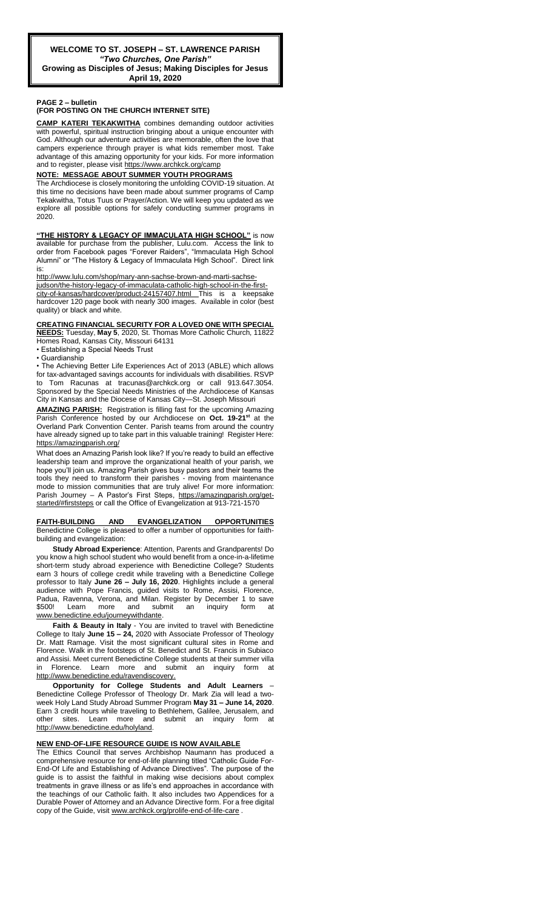# WELCOME TO ST. JOSEPH – ST. LAWRENCE PARISH

***"Two Churches, One Parish"***

**Growing as Disciples of Jesus; Making Disciples for Jesus**

**April 19, 2020**

**PAGE 2 – bulletin**
**(FOR POSTING ON THE CHURCH INTERNET SITE)**

**CAMP KATERI TEKAKWITHA** combines demanding outdoor activities with powerful, spiritual instruction bringing about a unique encounter with God. Although our adventure activities are memorable, often the love that campers experience through prayer is what kids remember most. Take advantage of this amazing opportunity for your kids. For more information and to register, please visit https://www.archkck.org/camp

**NOTE: MESSAGE ABOUT SUMMER YOUTH PROGRAMS**

The Archdiocese is closely monitoring the unfolding COVID-19 situation. At this time no decisions have been made about summer programs of Camp Tekakwitha, Totus Tuus or Prayer/Action. We will keep you updated as we explore all possible options for safely conducting summer programs in 2020.

**"THE HISTORY & LEGACY OF IMMACULATA HIGH SCHOOL"** is now available for purchase from the publisher, Lulu.com. Access the link to order from Facebook pages "Forever Raiders", "Immaculata High School Alumni" or "The History & Legacy of Immaculata High School". Direct link is:

http://www.lulu.com/shop/mary-ann-sachse-brown-and-marti-sachse-judson/the-history-legacy-of-immaculata-catholic-high-school-in-the-first-city-of-kansas/hardcover/product-24157407.html This is a keepsake hardcover 120 page book with nearly 300 images. Available in color (best quality) or black and white.

**CREATING FINANCIAL SECURITY FOR A LOVED ONE WITH SPECIAL NEEDS:** Tuesday, **May 5**, 2020, St. Thomas More Catholic Church, 11822 Homes Road, Kansas City, Missouri 64131

- Establishing a Special Needs Trust
- Guardianship
- The Achieving Better Life Experiences Act of 2013 (ABLE) which allows for tax-advantaged savings accounts for individuals with disabilities. RSVP to Tom Racunas at tracunas@archkck.org or call 913.647.3054. Sponsored by the Special Needs Ministries of the Archdiocese of Kansas City in Kansas and the Diocese of Kansas City—St. Joseph Missouri

**AMAZING PARISH:** Registration is filling fast for the upcoming Amazing Parish Conference hosted by our Archdiocese on **Oct. 19-21st** at the Overland Park Convention Center. Parish teams from around the country have already signed up to take part in this valuable training! Register Here: https://amazingparish.org/

What does an Amazing Parish look like? If you're ready to build an effective leadership team and improve the organizational health of your parish, we hope you'll join us. Amazing Parish gives busy pastors and their teams the tools they need to transform their parishes - moving from maintenance mode to mission communities that are truly alive! For more information: Parish Journey – A Pastor's First Steps, https://amazingparish.org/get-started/#firststeps or call the Office of Evangelization at 913-721-1570

**FAITH-BUILDING AND EVANGELIZATION OPPORTUNITIES**
Benedictine College is pleased to offer a number of opportunities for faith-building and evangelization:

**Study Abroad Experience**: Attention, Parents and Grandparents! Do you know a high school student who would benefit from a once-in-a-lifetime short-term study abroad experience with Benedictine College? Students earn 3 hours of college credit while traveling with a Benedictine College professor to Italy **June 26 – July 16, 2020**. Highlights include a general audience with Pope Francis, guided visits to Rome, Assisi, Florence, Padua, Ravenna, Verona, and Milan. Register by December 1 to save $500! Learn more and submit an inquiry form at www.benedictine.edu/journeywithdante.

**Faith & Beauty in Italy** - You are invited to travel with Benedictine College to Italy **June 15 – 24,** 2020 with Associate Professor of Theology Dr. Matt Ramage. Visit the most significant cultural sites in Rome and Florence. Walk in the footsteps of St. Benedict and St. Francis in Subiaco and Assisi. Meet current Benedictine College students at their summer villa in Florence. Learn more and submit an inquiry form at http://www.benedictine.edu/ravendiscovery.

**Opportunity for College Students and Adult Learners** – Benedictine College Professor of Theology Dr. Mark Zia will lead a two-week Holy Land Study Abroad Summer Program **May 31 – June 14, 2020**. Earn 3 credit hours while traveling to Bethlehem, Galilee, Jerusalem, and other sites. Learn more and submit an inquiry form at http://www.benedictine.edu/holyland.

**NEW END-OF-LIFE RESOURCE GUIDE IS NOW AVAILABLE**

The Ethics Council that serves Archbishop Naumann has produced a comprehensive resource for end-of-life planning titled "Catholic Guide For-End-Of Life and Establishing of Advance Directives". The purpose of the guide is to assist the faithful in making wise decisions about complex treatments in grave illness or as life's end approaches in accordance with the teachings of our Catholic faith. It also includes two Appendices for a Durable Power of Attorney and an Advance Directive form. For a free digital copy of the Guide, visit www.archkck.org/prolife-end-of-life-care .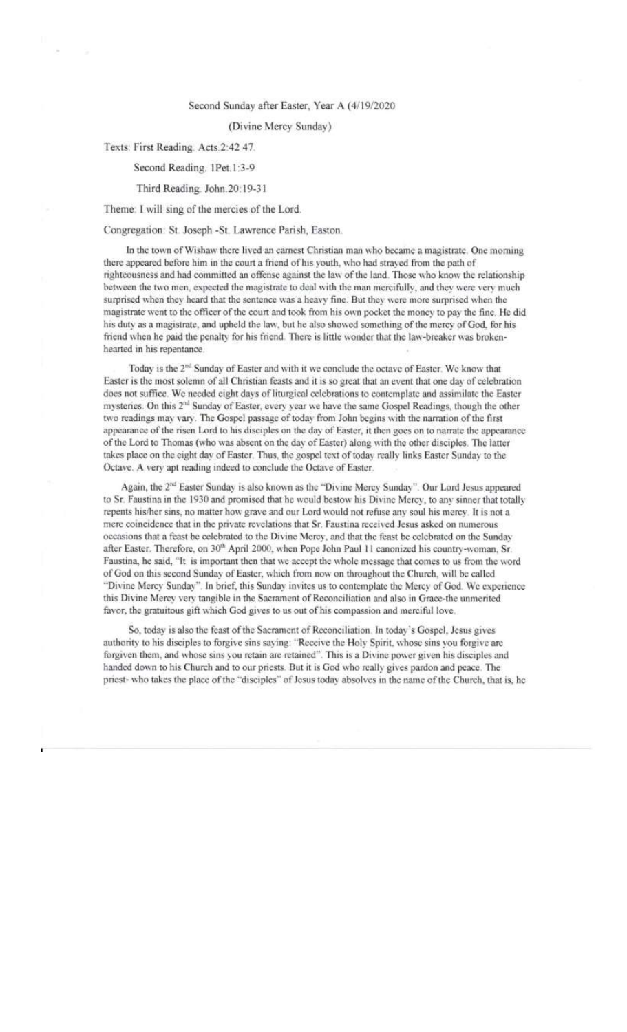Second Sunday after Easter, Year A (4/19/2020

(Divine Mercy Sunday)

Texts: First Reading. Acts.2:42 47.

Second Reading. 1Pet.1:3-9

Third Reading. John.20:19-31

Theme: I will sing of the mercies of the Lord.

Congregation: St. Joseph -St. Lawrence Parish, Easton.

In the town of Wishaw there lived an earnest Christian man who became a magistrate. One morning there appeared before him in the court a friend of his youth, who had strayed from the path of righteousness and had committed an offense against the law of the land. Those who know the relationship between the two men, expected the magistrate to deal with the man mercifully, and they were very much surprised when they heard that the sentence was a heavy fine. But they were more surprised when the magistrate went to the officer of the court and took from his own pocket the money to pay the fine. He did his duty as a magistrate, and upheld the law, but he also showed something of the mercy of God, for his friend when he paid the penalty for his friend. There is little wonder that the law-breaker was broken-hearted in his repentance.

Today is the 2nd Sunday of Easter and with it we conclude the octave of Easter. We know that Easter is the most solemn of all Christian feasts and it is so great that an event that one day of celebration does not suffice. We needed eight days of liturgical celebrations to contemplate and assimilate the Easter mysteries. On this 2nd Sunday of Easter, every year we have the same Gospel Readings, though the other two readings may vary. The Gospel passage of today from John begins with the narration of the first appearance of the risen Lord to his disciples on the day of Easter, it then goes on to narrate the appearance of the Lord to Thomas (who was absent on the day of Easter) along with the other disciples. The latter takes place on the eight day of Easter. Thus, the gospel text of today really links Easter Sunday to the Octave. A very apt reading indeed to conclude the Octave of Easter.

Again, the 2nd Easter Sunday is also known as the "Divine Mercy Sunday". Our Lord Jesus appeared to Sr. Faustina in the 1930 and promised that he would bestow his Divine Mercy, to any sinner that totally repents his/her sins, no matter how grave and our Lord would not refuse any soul his mercy. It is not a mere coincidence that in the private revelations that Sr. Faustina received Jesus asked on numerous occasions that a feast be celebrated to the Divine Mercy, and that the feast be celebrated on the Sunday after Easter. Therefore, on 30th April 2000, when Pope John Paul 11 canonized his country-woman, Sr. Faustina, he said, "It is important then that we accept the whole message that comes to us from the word of God on this second Sunday of Easter, which from now on throughout the Church, will be called "Divine Mercy Sunday". In brief, this Sunday invites us to contemplate the Mercy of God. We experience this Divine Mercy very tangible in the Sacrament of Reconciliation and also in Grace-the unmerited favor, the gratuitous gift which God gives to us out of his compassion and merciful love.

So, today is also the feast of the Sacrament of Reconciliation. In today's Gospel, Jesus gives authority to his disciples to forgive sins saying: "Receive the Holy Spirit, whose sins you forgive are forgiven them, and whose sins you retain are retained". This is a Divine power given his disciples and handed down to his Church and to our priests. But it is God who really gives pardon and peace. The priest- who takes the place of the "disciples" of Jesus today absolves in the name of the Church, that is, he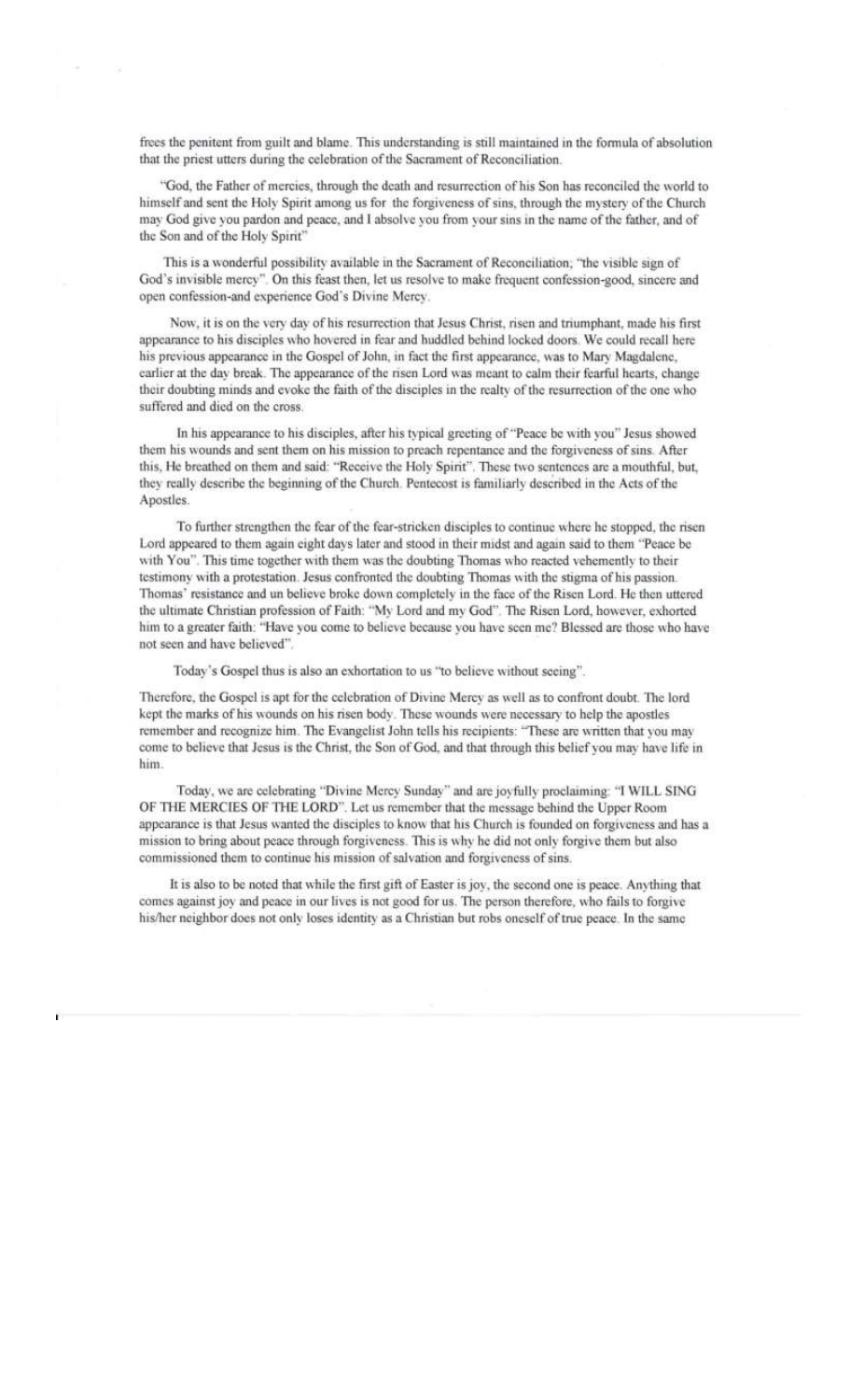frees the penitent from guilt and blame. This understanding is still maintained in the formula of absolution that the priest utters during the celebration of the Sacrament of Reconciliation.

"God, the Father of mercies, through the death and resurrection of his Son has reconciled the world to himself and sent the Holy Spirit among us for the forgiveness of sins, through the mystery of the Church may God give you pardon and peace, and I absolve you from your sins in the name of the father, and of the Son and of the Holy Spirit"

This is a wonderful possibility available in the Sacrament of Reconciliation; "the visible sign of God's invisible mercy". On this feast then, let us resolve to make frequent confession-good, sincere and open confession-and experience God's Divine Mercy.

Now, it is on the very day of his resurrection that Jesus Christ, risen and triumphant, made his first appearance to his disciples who hovered in fear and huddled behind locked doors. We could recall here his previous appearance in the Gospel of John, in fact the first appearance, was to Mary Magdalene, earlier at the day break. The appearance of the risen Lord was meant to calm their fearful hearts, change their doubting minds and evoke the faith of the disciples in the realty of the resurrection of the one who suffered and died on the cross.

In his appearance to his disciples, after his typical greeting of "Peace be with you" Jesus showed them his wounds and sent them on his mission to preach repentance and the forgiveness of sins. After this, He breathed on them and said: "Receive the Holy Spirit". These two sentences are a mouthful, but, they really describe the beginning of the Church. Pentecost is familiarly described in the Acts of the Apostles.

To further strengthen the fear of the fear-stricken disciples to continue where he stopped, the risen Lord appeared to them again eight days later and stood in their midst and again said to them "Peace be with You". This time together with them was the doubting Thomas who reacted vehemently to their testimony with a protestation. Jesus confronted the doubting Thomas with the stigma of his passion. Thomas' resistance and un believe broke down completely in the face of the Risen Lord. He then uttered the ultimate Christian profession of Faith: "My Lord and my God". The Risen Lord, however, exhorted him to a greater faith: "Have you come to believe because you have seen me? Blessed are those who have not seen and have believed".

Today's Gospel thus is also an exhortation to us "to believe without seeing".

Therefore, the Gospel is apt for the celebration of Divine Mercy as well as to confront doubt. The lord kept the marks of his wounds on his risen body. These wounds were necessary to help the apostles remember and recognize him. The Evangelist John tells his recipients: "These are written that you may come to believe that Jesus is the Christ, the Son of God, and that through this belief you may have life in him.

Today, we are celebrating "Divine Mercy Sunday" and are joyfully proclaiming: "I WILL SING OF THE MERCIES OF THE LORD". Let us remember that the message behind the Upper Room appearance is that Jesus wanted the disciples to know that his Church is founded on forgiveness and has a mission to bring about peace through forgiveness. This is why he did not only forgive them but also commissioned them to continue his mission of salvation and forgiveness of sins.

It is also to be noted that while the first gift of Easter is joy, the second one is peace. Anything that comes against joy and peace in our lives is not good for us. The person therefore, who fails to forgive his/her neighbor does not only loses identity as a Christian but robs oneself of true peace. In the same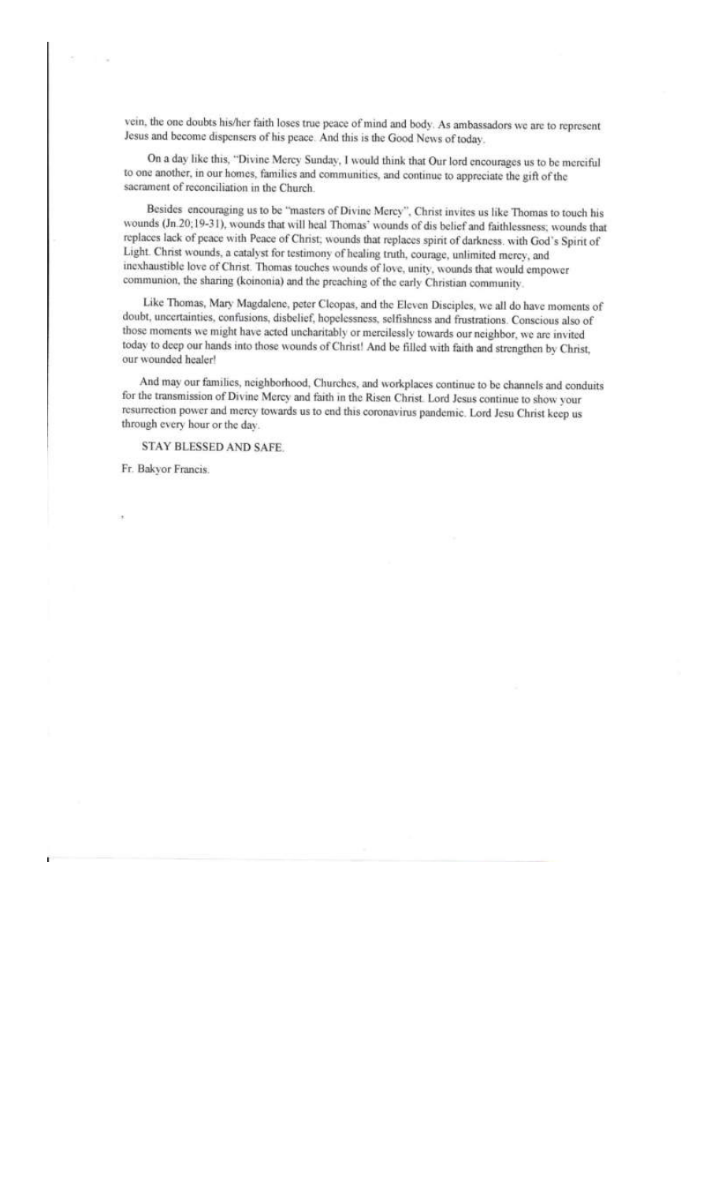vein, the one doubts his/her faith loses true peace of mind and body. As ambassadors we are to represent Jesus and become dispensers of his peace. And this is the Good News of today.

On a day like this, "Divine Mercy Sunday, I would think that Our lord encourages us to be merciful to one another, in our homes, families and communities, and continue to appreciate the gift of the sacrament of reconciliation in the Church.

Besides encouraging us to be "masters of Divine Mercy", Christ invites us like Thomas to touch his wounds (Jn.20;19-31), wounds that will heal Thomas' wounds of dis belief and faithlessness; wounds that replaces lack of peace with Peace of Christ; wounds that replaces spirit of darkness. with God's Spirit of Light. Christ wounds, a catalyst for testimony of healing truth, courage, unlimited mercy, and inexhaustible love of Christ. Thomas touches wounds of love, unity, wounds that would empower communion, the sharing (koinonia) and the preaching of the early Christian community.

Like Thomas, Mary Magdalene, peter Cleopas, and the Eleven Disciples, we all do have moments of doubt, uncertainties, confusions, disbelief, hopelessness, selfishness and frustrations. Conscious also of those moments we might have acted uncharitably or mercilessly towards our neighbor, we are invited today to deep our hands into those wounds of Christ! And be filled with faith and strengthen by Christ, our wounded healer!

And may our families, neighborhood, Churches, and workplaces continue to be channels and conduits for the transmission of Divine Mercy and faith in the Risen Christ. Lord Jesus continue to show your resurrection power and mercy towards us to end this coronavirus pandemic. Lord Jesu Christ keep us through every hour or the day.

STAY BLESSED AND SAFE.

Fr. Bakyor Francis.